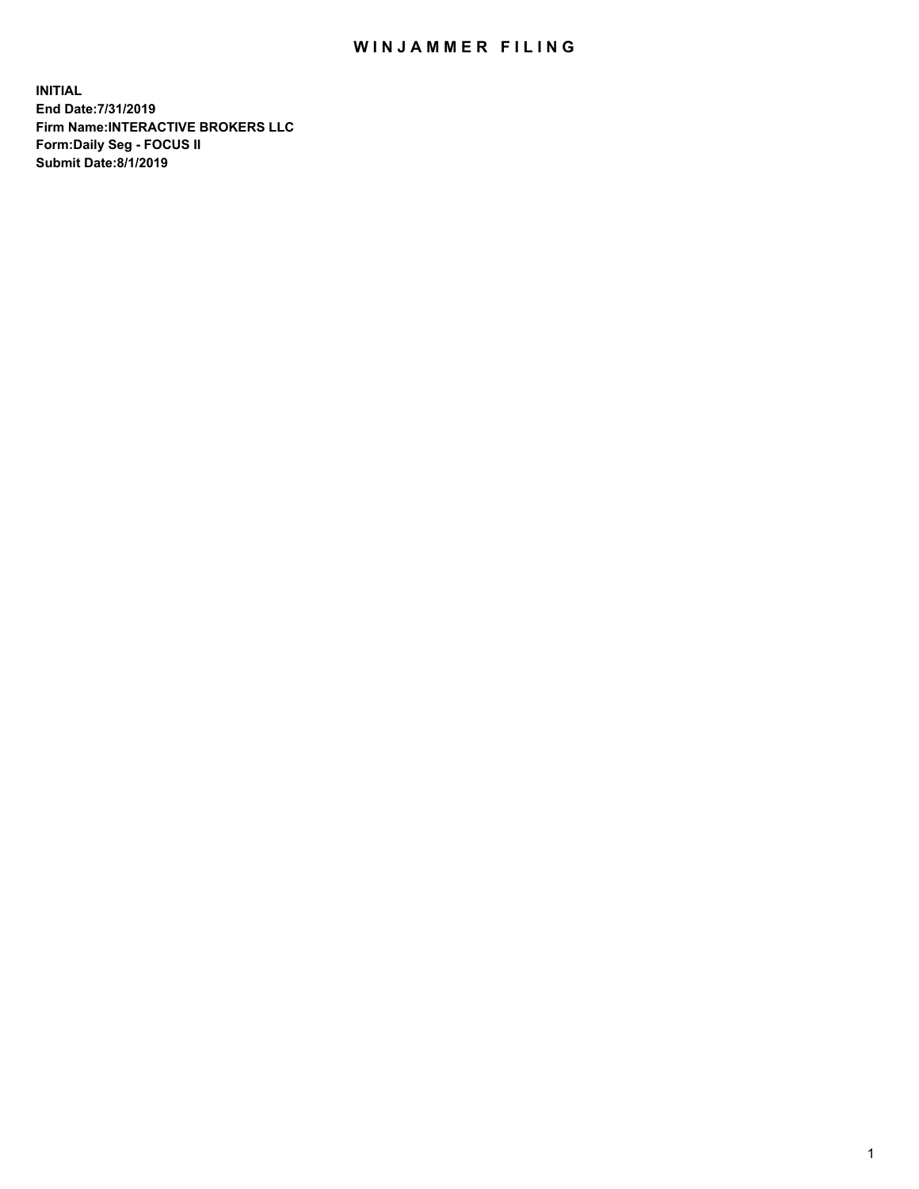# WINJAMMER FILING

**INITIAL**
**End Date:7/31/2019**
**Firm Name:INTERACTIVE BROKERS LLC**
**Form:Daily Seg - FOCUS II**
**Submit Date:8/1/2019**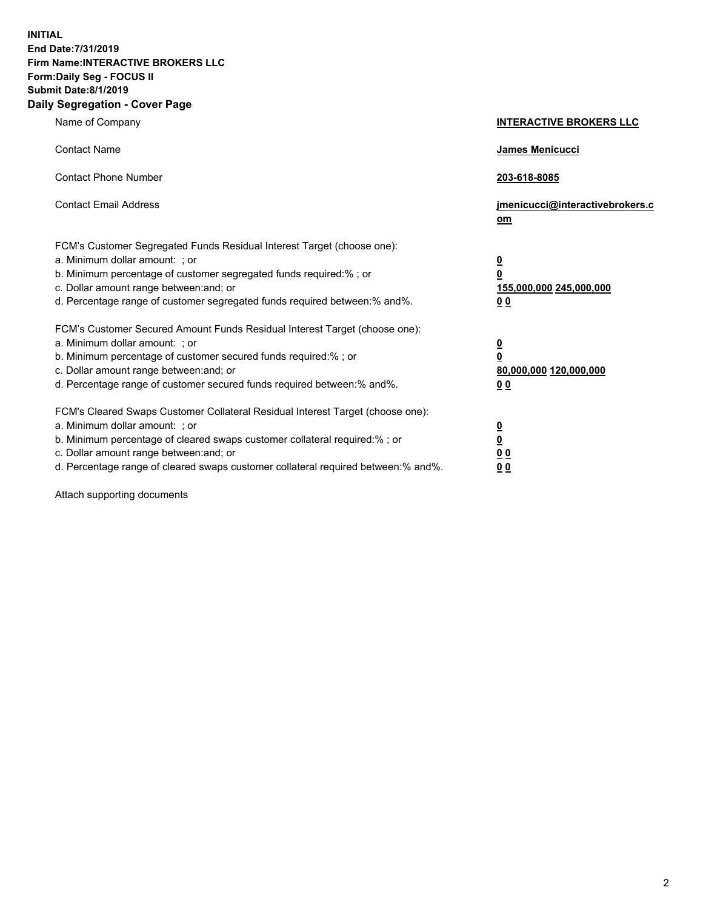**INITIAL**
**End Date:7/31/2019**
**Firm Name:INTERACTIVE BROKERS LLC**
**Form:Daily Seg - FOCUS II**
**Submit Date:8/1/2019**

## Daily Segregation - Cover Page

| | |
|---|---|
| Name of Company | **INTERACTIVE BROKERS LLC** |
| Contact Name | **James Menicucci** |
| Contact Phone Number | **203-618-8085** |
| Contact Email Address | **jmenicucci@interactivebrokers.com** |

FCM's Customer Segregated Funds Residual Interest Target (choose one):

| | |
|---|---|
| a. Minimum dollar amount: ; or | **0** |
| b. Minimum percentage of customer segregated funds required:% ; or | **0** |
| c. Dollar amount range between:and; or | **155,000,000 245,000,000** |
| d. Percentage range of customer segregated funds required between:% and%. | **0 0** |

FCM's Customer Secured Amount Funds Residual Interest Target (choose one):

| | |
|---|---|
| a. Minimum dollar amount: ; or | **0** |
| b. Minimum percentage of customer secured funds required:% ; or | **0** |
| c. Dollar amount range between:and; or | **80,000,000 120,000,000** |
| d. Percentage range of customer secured funds required between:% and%. | **0 0** |

FCM's Cleared Swaps Customer Collateral Residual Interest Target (choose one):

| | |
|---|---|
| a. Minimum dollar amount: ; or | **0** |
| b. Minimum percentage of cleared swaps customer collateral required:% ; or | **0** |
| c. Dollar amount range between:and; or | **0 0** |
| d. Percentage range of cleared swaps customer collateral required between:% and%. | **0 0** |

Attach supporting documents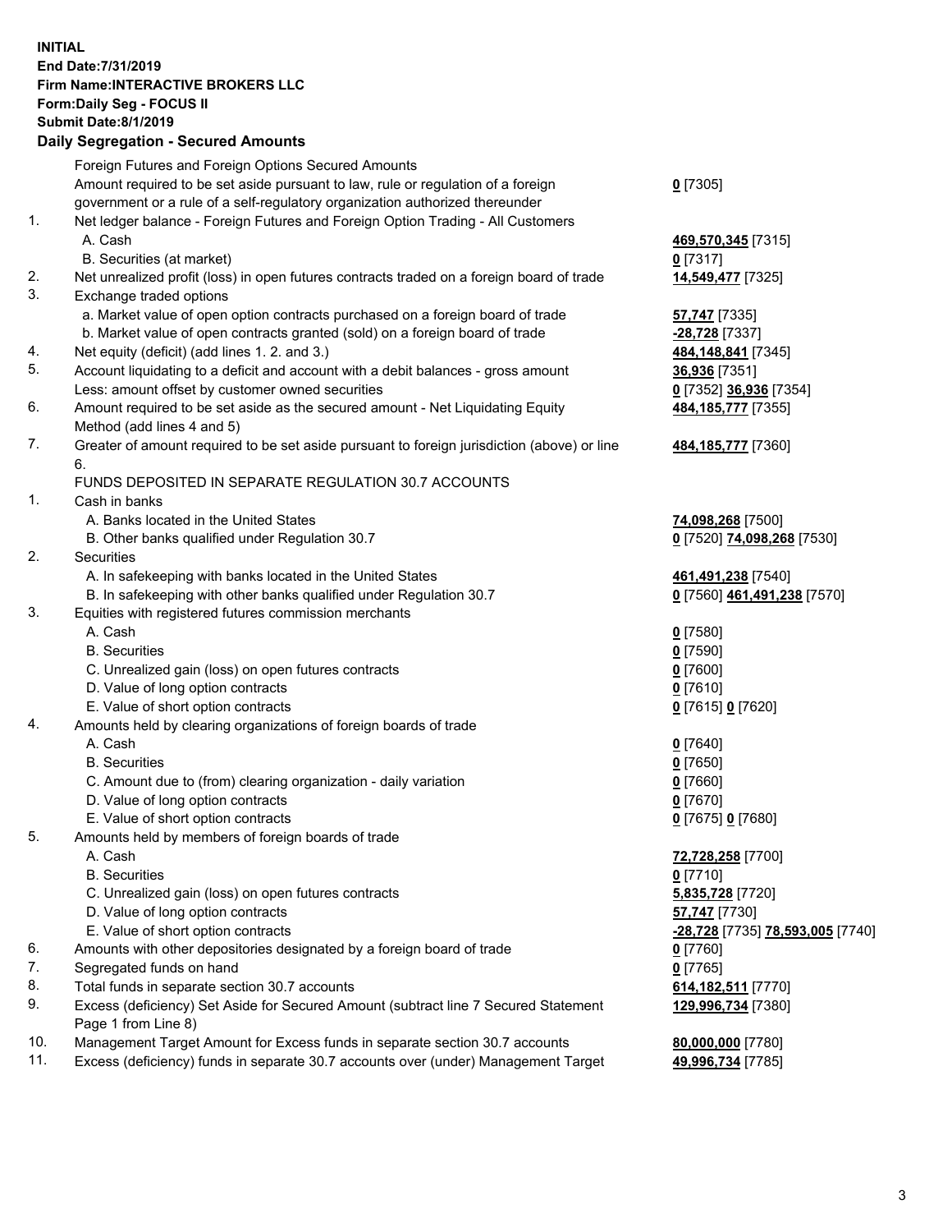**INITIAL**
**End Date:7/31/2019**
**Firm Name:INTERACTIVE BROKERS LLC**
**Form:Daily Seg - FOCUS II**
**Submit Date:8/1/2019**

### Daily Segregation - Secured Amounts

| | | |
|---|---|---|
| | Foreign Futures and Foreign Options Secured Amounts | |
| | Amount required to be set aside pursuant to law, rule or regulation of a foreign government or a rule of a self-regulatory organization authorized thereunder | **0** [7305] |
| 1. | Net ledger balance - Foreign Futures and Foreign Option Trading - All Customers | |
| | A. Cash | **469,570,345** [7315] |
| | B. Securities (at market) | **0** [7317] |
| 2. | Net unrealized profit (loss) in open futures contracts traded on a foreign board of trade | **14,549,477** [7325] |
| 3. | Exchange traded options | |
| | a. Market value of open option contracts purchased on a foreign board of trade | **57,747** [7335] |
| | b. Market value of open contracts granted (sold) on a foreign board of trade | **-28,728** [7337] |
| 4. | Net equity (deficit) (add lines 1. 2. and 3.) | **484,148,841** [7345] |
| 5. | Account liquidating to a deficit and account with a debit balances - gross amount | **36,936** [7351] |
| | Less: amount offset by customer owned securities | **0** [7352] **36,936** [7354] |
| 6. | Amount required to be set aside as the secured amount - Net Liquidating Equity Method (add lines 4 and 5) | **484,185,777** [7355] |
| 7. | Greater of amount required to be set aside pursuant to foreign jurisdiction (above) or line 6. | **484,185,777** [7360] |
| | FUNDS DEPOSITED IN SEPARATE REGULATION 30.7 ACCOUNTS | |
| 1. | Cash in banks | |
| | A. Banks located in the United States | **74,098,268** [7500] |
| | B. Other banks qualified under Regulation 30.7 | **0** [7520] **74,098,268** [7530] |
| 2. | Securities | |
| | A. In safekeeping with banks located in the United States | **461,491,238** [7540] |
| | B. In safekeeping with other banks qualified under Regulation 30.7 | **0** [7560] **461,491,238** [7570] |
| 3. | Equities with registered futures commission merchants | |
| | A. Cash | **0** [7580] |
| | B. Securities | **0** [7590] |
| | C. Unrealized gain (loss) on open futures contracts | **0** [7600] |
| | D. Value of long option contracts | **0** [7610] |
| | E. Value of short option contracts | **0** [7615] **0** [7620] |
| 4. | Amounts held by clearing organizations of foreign boards of trade | |
| | A. Cash | **0** [7640] |
| | B. Securities | **0** [7650] |
| | C. Amount due to (from) clearing organization - daily variation | **0** [7660] |
| | D. Value of long option contracts | **0** [7670] |
| | E. Value of short option contracts | **0** [7675] **0** [7680] |
| 5. | Amounts held by members of foreign boards of trade | |
| | A. Cash | **72,728,258** [7700] |
| | B. Securities | **0** [7710] |
| | C. Unrealized gain (loss) on open futures contracts | **5,835,728** [7720] |
| | D. Value of long option contracts | **57,747** [7730] |
| | E. Value of short option contracts | **-28,728** [7735] **78,593,005** [7740] |
| 6. | Amounts with other depositories designated by a foreign board of trade | **0** [7760] |
| 7. | Segregated funds on hand | **0** [7765] |
| 8. | Total funds in separate section 30.7 accounts | **614,182,511** [7770] |
| 9. | Excess (deficiency) Set Aside for Secured Amount (subtract line 7 Secured Statement Page 1 from Line 8) | **129,996,734** [7380] |
| 10. | Management Target Amount for Excess funds in separate section 30.7 accounts | **80,000,000** [7780] |
| 11. | Excess (deficiency) funds in separate 30.7 accounts over (under) Management Target | **49,996,734** [7785] |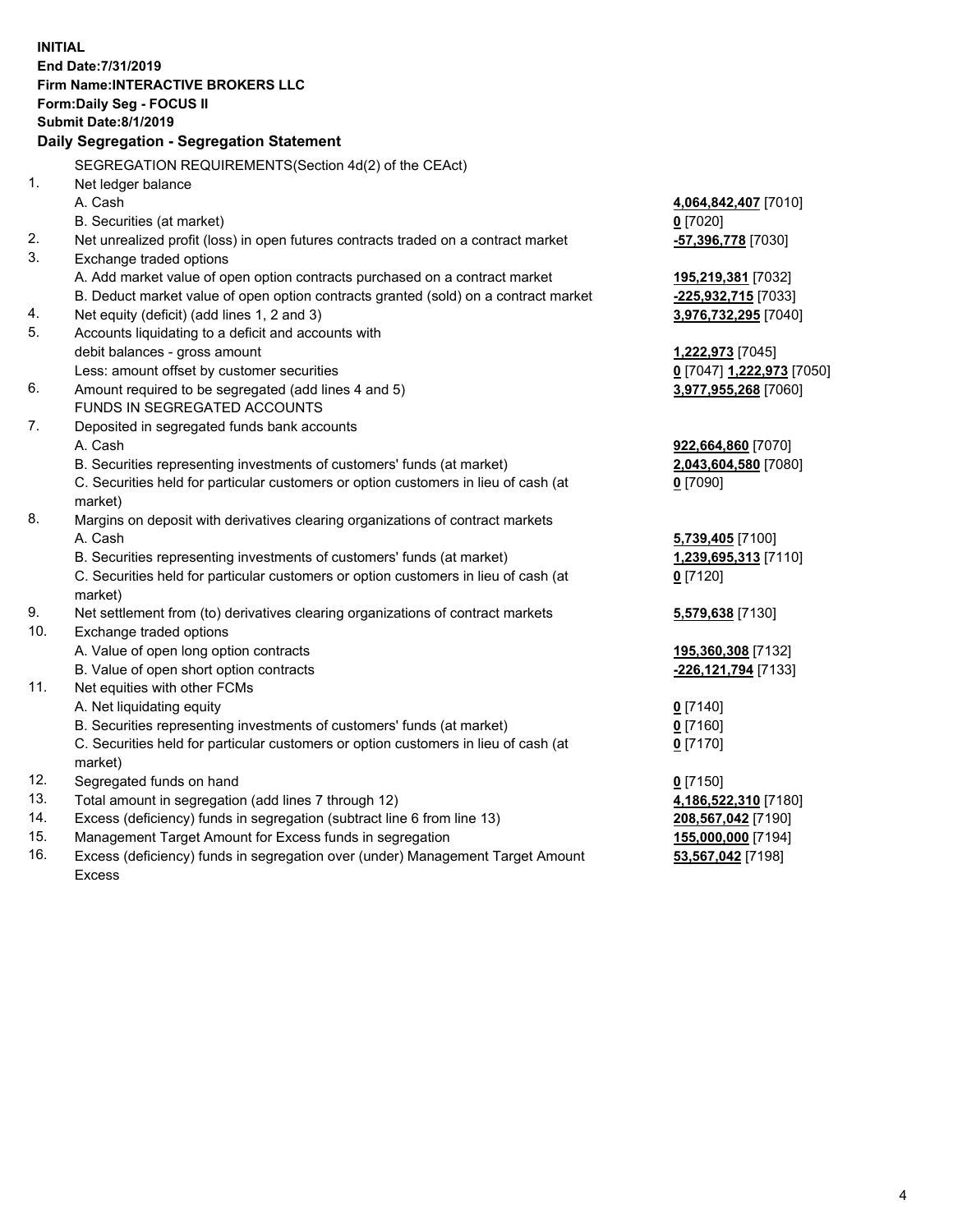**INITIAL**
**End Date:7/31/2019**
**Firm Name:INTERACTIVE BROKERS LLC**
**Form:Daily Seg - FOCUS II**
**Submit Date:8/1/2019**
**Daily Segregation - Segregation Statement**

SEGREGATION REQUIREMENTS(Section 4d(2) of the CEAct)

| | | |
|---|---|---|
| 1. | Net ledger balance | |
| | A. Cash | **4,064,842,407** [7010] |
| | B. Securities (at market) | **0** [7020] |
| 2. | Net unrealized profit (loss) in open futures contracts traded on a contract market | **-57,396,778** [7030] |
| 3. | Exchange traded options | |
| | A. Add market value of open option contracts purchased on a contract market | **195,219,381** [7032] |
| | B. Deduct market value of open option contracts granted (sold) on a contract market | **-225,932,715** [7033] |
| 4. | Net equity (deficit) (add lines 1, 2 and 3) | **3,976,732,295** [7040] |
| 5. | Accounts liquidating to a deficit and accounts with debit balances - gross amount | **1,222,973** [7045] |
| | Less: amount offset by customer securities | **0** [7047] **1,222,973** [7050] |
| 6. | Amount required to be segregated (add lines 4 and 5) | **3,977,955,268** [7060] |
| | FUNDS IN SEGREGATED ACCOUNTS | |
| 7. | Deposited in segregated funds bank accounts | |
| | A. Cash | **922,664,860** [7070] |
| | B. Securities representing investments of customers' funds (at market) | **2,043,604,580** [7080] |
| | C. Securities held for particular customers or option customers in lieu of cash (at market) | **0** [7090] |
| 8. | Margins on deposit with derivatives clearing organizations of contract markets | |
| | A. Cash | **5,739,405** [7100] |
| | B. Securities representing investments of customers' funds (at market) | **1,239,695,313** [7110] |
| | C. Securities held for particular customers or option customers in lieu of cash (at market) | **0** [7120] |
| 9. | Net settlement from (to) derivatives clearing organizations of contract markets | **5,579,638** [7130] |
| 10. | Exchange traded options | |
| | A. Value of open long option contracts | **195,360,308** [7132] |
| | B. Value of open short option contracts | **-226,121,794** [7133] |
| 11. | Net equities with other FCMs | |
| | A. Net liquidating equity | **0** [7140] |
| | B. Securities representing investments of customers' funds (at market) | **0** [7160] |
| | C. Securities held for particular customers or option customers in lieu of cash (at market) | **0** [7170] |
| 12. | Segregated funds on hand | **0** [7150] |
| 13. | Total amount in segregation (add lines 7 through 12) | **4,186,522,310** [7180] |
| 14. | Excess (deficiency) funds in segregation (subtract line 6 from line 13) | **208,567,042** [7190] |
| 15. | Management Target Amount for Excess funds in segregation | **155,000,000** [7194] |
| 16. | Excess (deficiency) funds in segregation over (under) Management Target Amount Excess | **53,567,042** [7198] |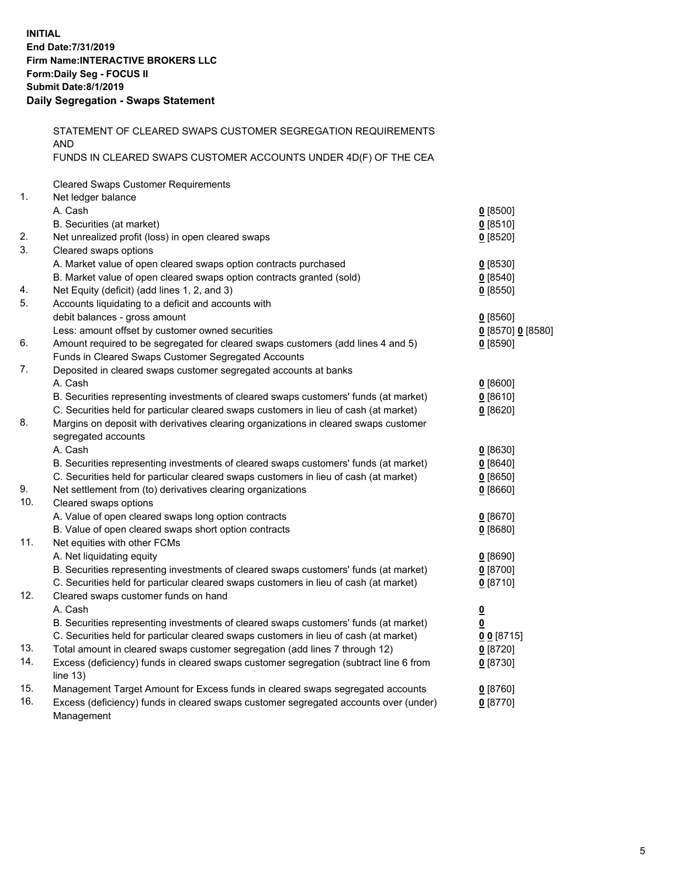**INITIAL**
**End Date:7/31/2019**
**Firm Name:INTERACTIVE BROKERS LLC**
**Form:Daily Seg - FOCUS II**
**Submit Date:8/1/2019**
**Daily Segregation - Swaps Statement**

STATEMENT OF CLEARED SWAPS CUSTOMER SEGREGATION REQUIREMENTS
AND
FUNDS IN CLEARED SWAPS CUSTOMER ACCOUNTS UNDER 4D(F) OF THE CEA

| | | |
|---|---|---|
| | Cleared Swaps Customer Requirements | |
| 1. | Net ledger balance | |
| | A. Cash | 0 [8500] |
| | B. Securities (at market) | 0 [8510] |
| 2. | Net unrealized profit (loss) in open cleared swaps | 0 [8520] |
| 3. | Cleared swaps options | |
| | A. Market value of open cleared swaps option contracts purchased | 0 [8530] |
| | B. Market value of open cleared swaps option contracts granted (sold) | 0 [8540] |
| 4. | Net Equity (deficit) (add lines 1, 2, and 3) | 0 [8550] |
| 5. | Accounts liquidating to a deficit and accounts with | |
| | debit balances - gross amount | 0 [8560] |
| | Less: amount offset by customer owned securities | 0 [8570] 0 [8580] |
| 6. | Amount required to be segregated for cleared swaps customers (add lines 4 and 5) | 0 [8590] |
| | Funds in Cleared Swaps Customer Segregated Accounts | |
| 7. | Deposited in cleared swaps customer segregated accounts at banks | |
| | A. Cash | 0 [8600] |
| | B. Securities representing investments of cleared swaps customers' funds (at market) | 0 [8610] |
| | C. Securities held for particular cleared swaps customers in lieu of cash (at market) | 0 [8620] |
| 8. | Margins on deposit with derivatives clearing organizations in cleared swaps customer segregated accounts | |
| | A. Cash | 0 [8630] |
| | B. Securities representing investments of cleared swaps customers' funds (at market) | 0 [8640] |
| | C. Securities held for particular cleared swaps customers in lieu of cash (at market) | 0 [8650] |
| 9. | Net settlement from (to) derivatives clearing organizations | 0 [8660] |
| 10. | Cleared swaps options | |
| | A. Value of open cleared swaps long option contracts | 0 [8670] |
| | B. Value of open cleared swaps short option contracts | 0 [8680] |
| 11. | Net equities with other FCMs | |
| | A. Net liquidating equity | 0 [8690] |
| | B. Securities representing investments of cleared swaps customers' funds (at market) | 0 [8700] |
| | C. Securities held for particular cleared swaps customers in lieu of cash (at market) | 0 [8710] |
| 12. | Cleared swaps customer funds on hand | |
| | A. Cash | 0 |
| | B. Securities representing investments of cleared swaps customers' funds (at market) | 0 |
| | C. Securities held for particular cleared swaps customers in lieu of cash (at market) | 0 0 [8715] |
| 13. | Total amount in cleared swaps customer segregation (add lines 7 through 12) | 0 [8720] |
| 14. | Excess (deficiency) funds in cleared swaps customer segregation (subtract line 6 from line 13) | 0 [8730] |
| 15. | Management Target Amount for Excess funds in cleared swaps segregated accounts | 0 [8760] |
| 16. | Excess (deficiency) funds in cleared swaps customer segregated accounts over (under) Management | 0 [8770] |